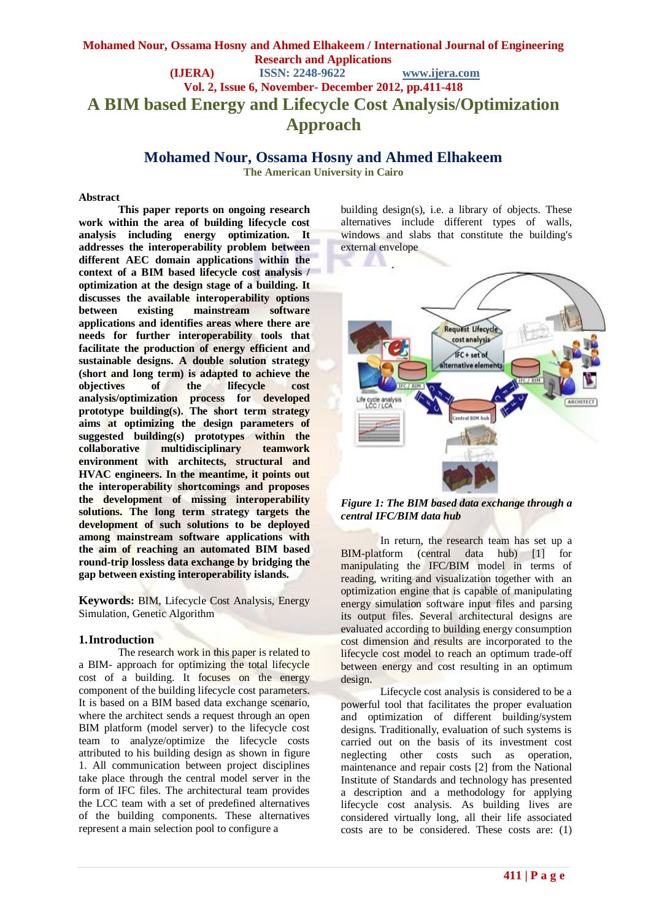# A BIM based Energy and Lifecycle Cost Analysis/Optimization Approach

## Mohamed Nour, Ossama Hosny and Ahmed Elhakeem

**The American University in Cairo**

**Abstract**

**This paper reports on ongoing research work within the area of building lifecycle cost analysis including energy optimization. It addresses the interoperability problem between different AEC domain applications within the context of a BIM based lifecycle cost analysis / optimization at the design stage of a building. It discusses the available interoperability options between existing mainstream software applications and identifies areas where there are needs for further interoperability tools that facilitate the production of energy efficient and sustainable designs. A double solution strategy (short and long term) is adapted to achieve the objectives of the lifecycle cost analysis/optimization process for developed prototype building(s). The short term strategy aims at optimizing the design parameters of suggested building(s) prototypes within the collaborative multidisciplinary teamwork environment with architects, structural and HVAC engineers. In the meantime, it points out the interoperability shortcomings and proposes the development of missing interoperability solutions. The long term strategy targets the development of such solutions to be deployed among mainstream software applications with the aim of reaching an automated BIM based round-trip lossless data exchange by bridging the gap between existing interoperability islands.**

**Keywords:** BIM, Lifecycle Cost Analysis, Energy Simulation, Genetic Algorithm

## 1. Introduction

The research work in this paper is related to a BIM- approach for optimizing the total lifecycle cost of a building. It focuses on the energy component of the building lifecycle cost parameters. It is based on a BIM based data exchange scenario, where the architect sends a request through an open BIM platform (model server) to the lifecycle cost team to analyze/optimize the lifecycle costs attributed to his building design as shown in figure 1. All communication between project disciplines take place through the central model server in the form of IFC files. The architectural team provides the LCC team with a set of predefined alternatives of the building components. These alternatives represent a main selection pool to configure a building design(s), i.e. a library of objects. These alternatives include different types of walls, windows and slabs that constitute the building's external envelope

*Figure 1: The BIM based data exchange through a central IFC/BIM data hub*

In return, the research team has set up a BIM-platform (central data hub) [1] for manipulating the IFC/BIM model in terms of reading, writing and visualization together with an optimization engine that is capable of manipulating energy simulation software input files and parsing its output files. Several architectural designs are evaluated according to building energy consumption cost dimension and results are incorporated to the lifecycle cost model to reach an optimum trade-off between energy and cost resulting in an optimum design.

Lifecycle cost analysis is considered to be a powerful tool that facilitates the proper evaluation and optimization of different building/system designs. Traditionally, evaluation of such systems is carried out on the basis of its investment cost neglecting other costs such as operation, maintenance and repair costs [2] from the National Institute of Standards and technology has presented a description and a methodology for applying lifecycle cost analysis. As building lives are considered virtually long, all their life associated costs are to be considered. These costs are: (1)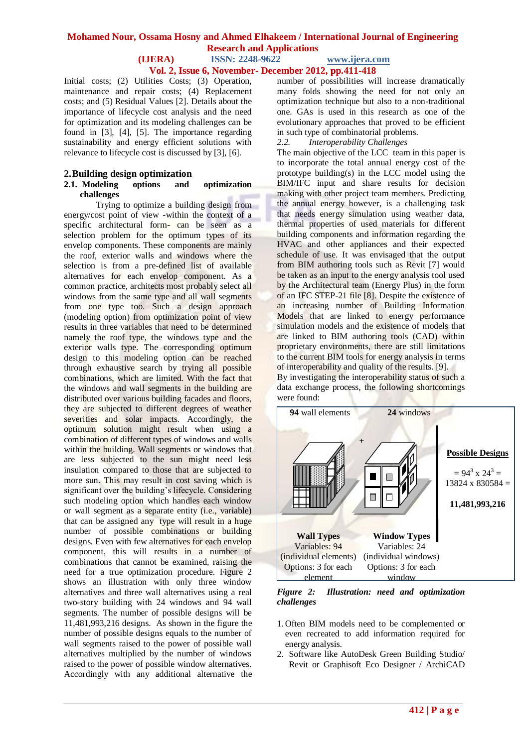Initial costs; (2) Utilities Costs; (3) Operation, maintenance and repair costs; (4) Replacement costs; and (5) Residual Values [2]. Details about the importance of lifecycle cost analysis and the need for optimization and its modeling challenges can be found in [3], [4], [5]. The importance regarding sustainability and energy efficient solutions with relevance to lifecycle cost is discussed by [3], [6].

## 2. Building design optimization

### 2.1. Modeling options and optimization challenges

Trying to optimize a building design from energy/cost point of view -within the context of a specific architectural form- can be seen as a selection problem for the optimum types of its envelop components. These components are mainly the roof, exterior walls and windows where the selection is from a pre-defined list of available alternatives for each envelop component. As a common practice, architects most probably select all windows from the same type and all wall segments from one type too. Such a design approach (modeling option) from optimization point of view results in three variables that need to be determined namely the roof type, the windows type and the exterior walls type. The corresponding optimum design to this modeling option can be reached through exhaustive search by trying all possible combinations, which are limited. With the fact that the windows and wall segments in the building are distributed over various building facades and floors, they are subjected to different degrees of weather severities and solar impacts. Accordingly, the optimum solution might result when using a combination of different types of windows and walls within the building. Wall segments or windows that are less subjected to the sun might need less insulation compared to those that are subjected to more sun. This may result in cost saving which is significant over the building's lifecycle. Considering such modeling option which handles each window or wall segment as a separate entity (i.e., variable) that can be assigned any type will result in a huge number of possible combinations or building designs. Even with few alternatives for each envelop component, this will results in a number of combinations that cannot be examined, raising the need for a true optimization procedure. Figure 2 shows an illustration with only three window alternatives and three wall alternatives using a real two-story building with 24 windows and 94 wall segments. The number of possible designs will be 11,481,993,216 designs. As shown in the figure the number of possible designs equals to the number of wall segments raised to the power of possible wall alternatives multiplied by the number of windows raised to the power of possible window alternatives. Accordingly with any additional alternative the number of possibilities will increase dramatically many folds showing the need for not only an optimization technique but also to a non-traditional one. GAs is used in this research as one of the evolutionary approaches that proved to be efficient in such type of combinatorial problems.

### 2.2. *Interoperability Challenges*

The main objective of the LCC team in this paper is to incorporate the total annual energy cost of the prototype building(s) in the LCC model using the BIM/IFC input and share results for decision making with other project team members. Predicting the annual energy however, is a challenging task that needs energy simulation using weather data, thermal properties of used materials for different building components and information regarding the HVAC and other appliances and their expected schedule of use. It was envisaged that the output from BIM authoring tools such as Revit [7] would be taken as an input to the energy analysis tool used by the Architectural team (Energy Plus) in the form of an IFC STEP-21 file [8]. Despite the existence of an increasing number of Building Information Models that are linked to energy performance simulation models and the existence of models that are linked to BIM authoring tools (CAD) within proprietary environments, there are still limitations to the current BIM tools for energy analysis in terms of interoperability and quality of the results. [9].

By investigating the interoperability status of such a data exchange process, the following shortcomings were found:

**94** wall elements + **24** windows

**Wall Types**
Variables: 94 (individual elements)
Options: 3 for each element

**Window Types**
Variables: 24 (individual windows)
Options: 3 for each window

**Possible Designs**

$= 94^3 \times 24^3 = 13824 \times 830584 =$

**11,481,993,216**

*Figure 2: Illustration: need and optimization challenges*

1. Often BIM models need to be complemented or even recreated to add information required for energy analysis.
2. Software like AutoDesk Green Building Studio/ Revit or Graphisoft Eco Designer / ArchiCAD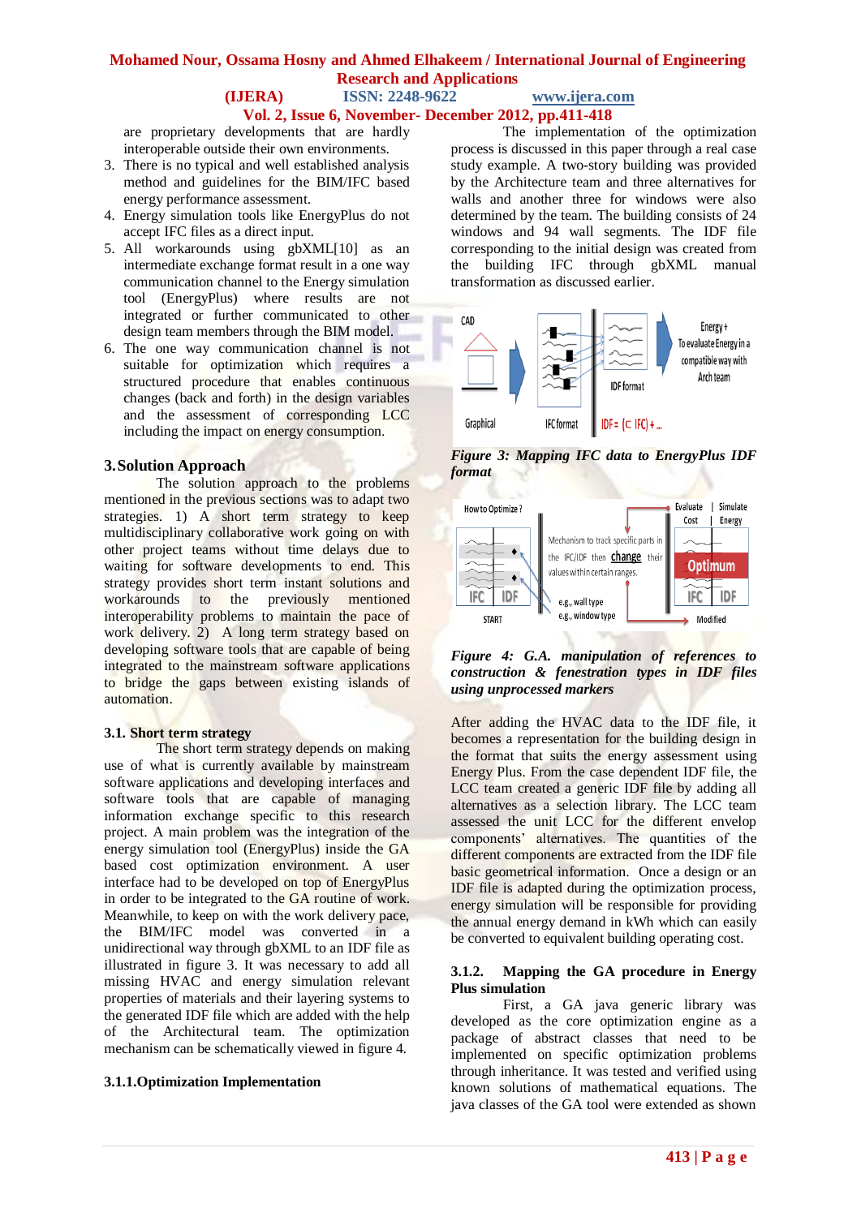are proprietary developments that are hardly interoperable outside their own environments.

3. There is no typical and well established analysis method and guidelines for the BIM/IFC based energy performance assessment.
4. Energy simulation tools like EnergyPlus do not accept IFC files as a direct input.
5. All workarounds using gbXML[10] as an intermediate exchange format result in a one way communication channel to the Energy simulation tool (EnergyPlus) where results are not integrated or further communicated to other design team members through the BIM model.
6. The one way communication channel is not suitable for optimization which requires a structured procedure that enables continuous changes (back and forth) in the design variables and the assessment of corresponding LCC including the impact on energy consumption.

## 3. Solution Approach

The solution approach to the problems mentioned in the previous sections was to adapt two strategies. 1) A short term strategy to keep multidisciplinary collaborative work going on with other project teams without time delays due to waiting for software developments to end. This strategy provides short term instant solutions and workarounds to the previously mentioned interoperability problems to maintain the pace of work delivery. 2) A long term strategy based on developing software tools that are capable of being integrated to the mainstream software applications to bridge the gaps between existing islands of automation.

### 3.1. Short term strategy

The short term strategy depends on making use of what is currently available by mainstream software applications and developing interfaces and software tools that are capable of managing information exchange specific to this research project. A main problem was the integration of the energy simulation tool (EnergyPlus) inside the GA based cost optimization environment. A user interface had to be developed on top of EnergyPlus in order to be integrated to the GA routine of work. Meanwhile, to keep on with the work delivery pace, the BIM/IFC model was converted in a unidirectional way through gbXML to an IDF file as illustrated in figure 3. It was necessary to add all missing HVAC and energy simulation relevant properties of materials and their layering systems to the generated IDF file which are added with the help of the Architectural team. The optimization mechanism can be schematically viewed in figure 4.

#### 3.1.1. Optimization Implementation

The implementation of the optimization process is discussed in this paper through a real case study example. A two-story building was provided by the Architecture team and three alternatives for walls and another three for windows were also determined by the team. The building consists of 24 windows and 94 wall segments. The IDF file corresponding to the initial design was created from the building IFC through gbXML manual transformation as discussed earlier.

*Figure 3: Mapping IFC data to EnergyPlus IDF format*

*Figure 4: G.A. manipulation of references to construction & fenestration types in IDF files using unprocessed markers*

After adding the HVAC data to the IDF file, it becomes a representation for the building design in the format that suits the energy assessment using Energy Plus. From the case dependent IDF file, the LCC team created a generic IDF file by adding all alternatives as a selection library. The LCC team assessed the unit LCC for the different envelop components' alternatives. The quantities of the different components are extracted from the IDF file basic geometrical information. Once a design or an IDF file is adapted during the optimization process, energy simulation will be responsible for providing the annual energy demand in kWh which can easily be converted to equivalent building operating cost.

#### 3.1.2. Mapping the GA procedure in Energy Plus simulation

First, a GA java generic library was developed as the core optimization engine as a package of abstract classes that need to be implemented on specific optimization problems through inheritance. It was tested and verified using known solutions of mathematical equations. The java classes of the GA tool were extended as shown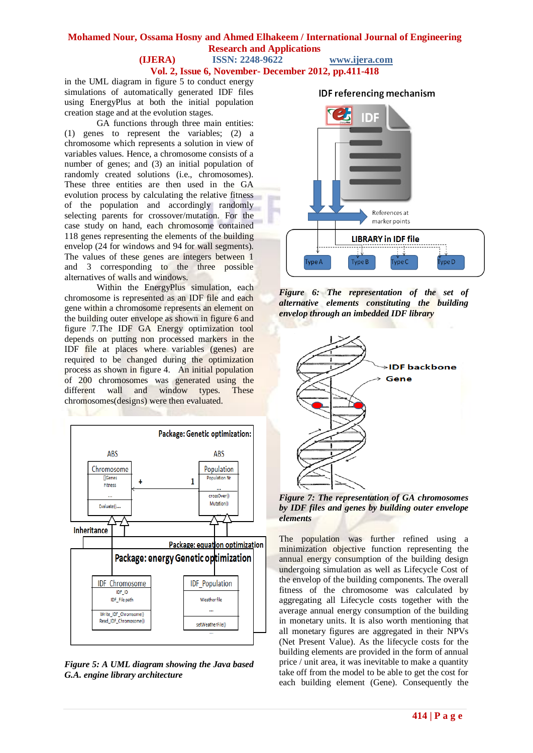in the UML diagram in figure 5 to conduct energy simulations of automatically generated IDF files using EnergyPlus at both the initial population creation stage and at the evolution stages.

GA functions through three main entities: (1) genes to represent the variables; (2) a chromosome which represents a solution in view of variables values. Hence, a chromosome consists of a number of genes; and (3) an initial population of randomly created solutions (i.e., chromosomes). These three entities are then used in the GA evolution process by calculating the relative fitness of the population and accordingly randomly selecting parents for crossover/mutation. For the case study on hand, each chromosome contained 118 genes representing the elements of the building envelop (24 for windows and 94 for wall segments). The values of these genes are integers between 1 and 3 corresponding to the three possible alternatives of walls and windows.

Within the EnergyPlus simulation, each chromosome is represented as an IDF file and each gene within a chromosome represents an element on the building outer envelope as shown in figure 6 and figure 7.The IDF GA Energy optimization tool depends on putting non processed markers in the IDF file at places where variables (genes) are required to be changed during the optimization process as shown in figure 4. An initial population of 200 chromosomes was generated using the different wall and window types. These chromosomes(designs) were then evaluated.

*Figure 5: A UML diagram showing the Java based G.A. engine library architecture*

*Figure 6: The representation of the set of alternative elements constituting the building envelop through an imbedded IDF library*

*Figure 7: The representation of GA chromosomes by IDF files and genes by building outer envelope elements*

The population was further refined using a minimization objective function representing the annual energy consumption of the building design undergoing simulation as well as Lifecycle Cost of the envelop of the building components. The overall fitness of the chromosome was calculated by aggregating all Lifecycle costs together with the average annual energy consumption of the building in monetary units. It is also worth mentioning that all monetary figures are aggregated in their NPVs (Net Present Value). As the lifecycle costs for the building elements are provided in the form of annual price / unit area, it was inevitable to make a quantity take off from the model to be able to get the cost for each building element (Gene). Consequently the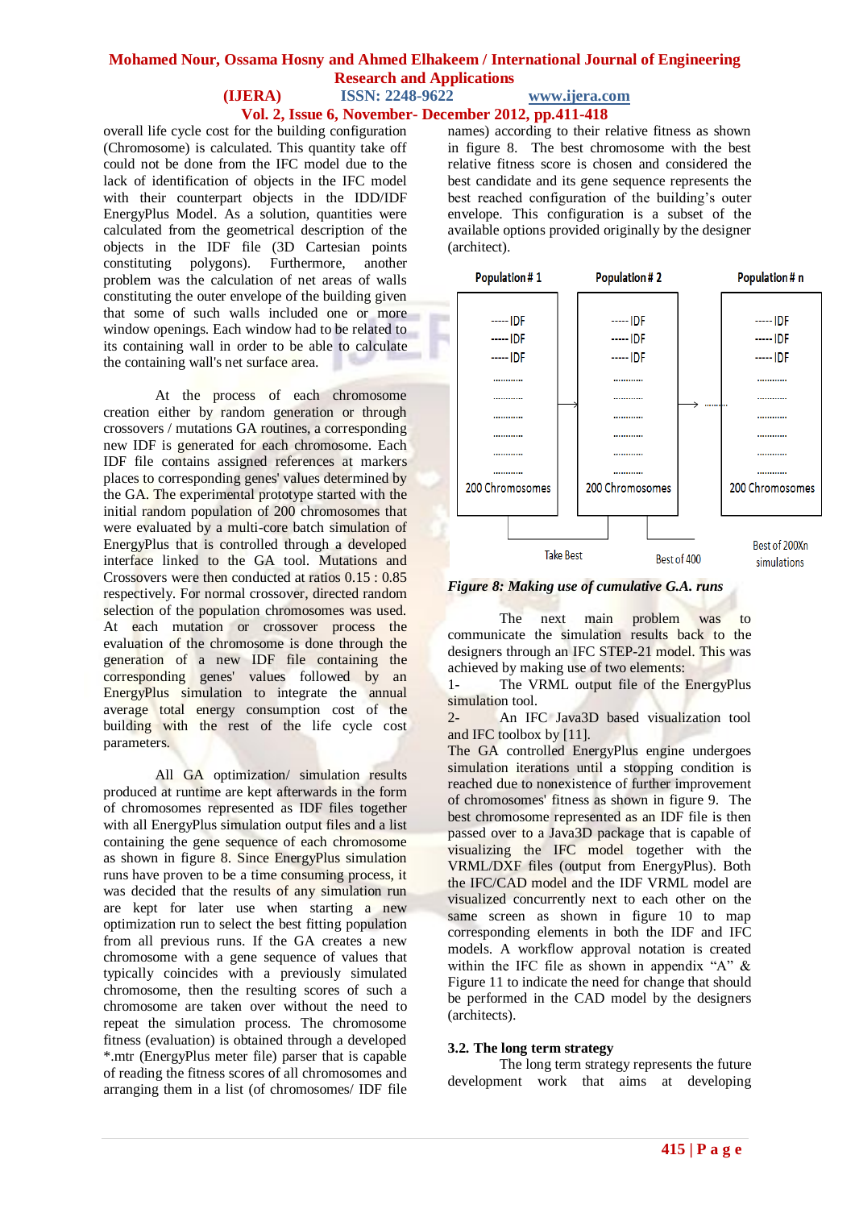overall life cycle cost for the building configuration (Chromosome) is calculated. This quantity take off could not be done from the IFC model due to the lack of identification of objects in the IFC model with their counterpart objects in the IDD/IDF EnergyPlus Model. As a solution, quantities were calculated from the geometrical description of the objects in the IDF file (3D Cartesian points constituting polygons). Furthermore, another problem was the calculation of net areas of walls constituting the outer envelope of the building given that some of such walls included one or more window openings. Each window had to be related to its containing wall in order to be able to calculate the containing wall's net surface area.

At the process of each chromosome creation either by random generation or through crossovers / mutations GA routines, a corresponding new IDF is generated for each chromosome. Each IDF file contains assigned references at markers places to corresponding genes' values determined by the GA. The experimental prototype started with the initial random population of 200 chromosomes that were evaluated by a multi-core batch simulation of EnergyPlus that is controlled through a developed interface linked to the GA tool. Mutations and Crossovers were then conducted at ratios 0.15 : 0.85 respectively. For normal crossover, directed random selection of the population chromosomes was used. At each mutation or crossover process the evaluation of the chromosome is done through the generation of a new IDF file containing the corresponding genes' values followed by an EnergyPlus simulation to integrate the annual average total energy consumption cost of the building with the rest of the life cycle cost parameters.

All GA optimization/ simulation results produced at runtime are kept afterwards in the form of chromosomes represented as IDF files together with all EnergyPlus simulation output files and a list containing the gene sequence of each chromosome as shown in figure 8. Since EnergyPlus simulation runs have proven to be a time consuming process, it was decided that the results of any simulation run are kept for later use when starting a new optimization run to select the best fitting population from all previous runs. If the GA creates a new chromosome with a gene sequence of values that typically coincides with a previously simulated chromosome, then the resulting scores of such a chromosome are taken over without the need to repeat the simulation process. The chromosome fitness (evaluation) is obtained through a developed *.mtr (EnergyPlus meter file) parser that is capable of reading the fitness scores of all chromosomes and arranging them in a list (of chromosomes/ IDF file names) according to their relative fitness as shown in figure 8. The best chromosome with the best relative fitness score is chosen and considered the best candidate and its gene sequence represents the best reached configuration of the building's outer envelope. This configuration is a subset of the available options provided originally by the designer (architect).

*Figure 8: Making use of cumulative G.A. runs*

The next main problem was to communicate the simulation results back to the designers through an IFC STEP-21 model. This was achieved by making use of two elements:

1- The VRML output file of the EnergyPlus simulation tool.

2- An IFC Java3D based visualization tool and IFC toolbox by [11].

The GA controlled EnergyPlus engine undergoes simulation iterations until a stopping condition is reached due to nonexistence of further improvement of chromosomes' fitness as shown in figure 9. The best chromosome represented as an IDF file is then passed over to a Java3D package that is capable of visualizing the IFC model together with the VRML/DXF files (output from EnergyPlus). Both the IFC/CAD model and the IDF VRML model are visualized concurrently next to each other on the same screen as shown in figure 10 to map corresponding elements in both the IDF and IFC models. A workflow approval notation is created within the IFC file as shown in appendix "A" & Figure 11 to indicate the need for change that should be performed in the CAD model by the designers (architects).

### 3.2. The long term strategy

The long term strategy represents the future development work that aims at developing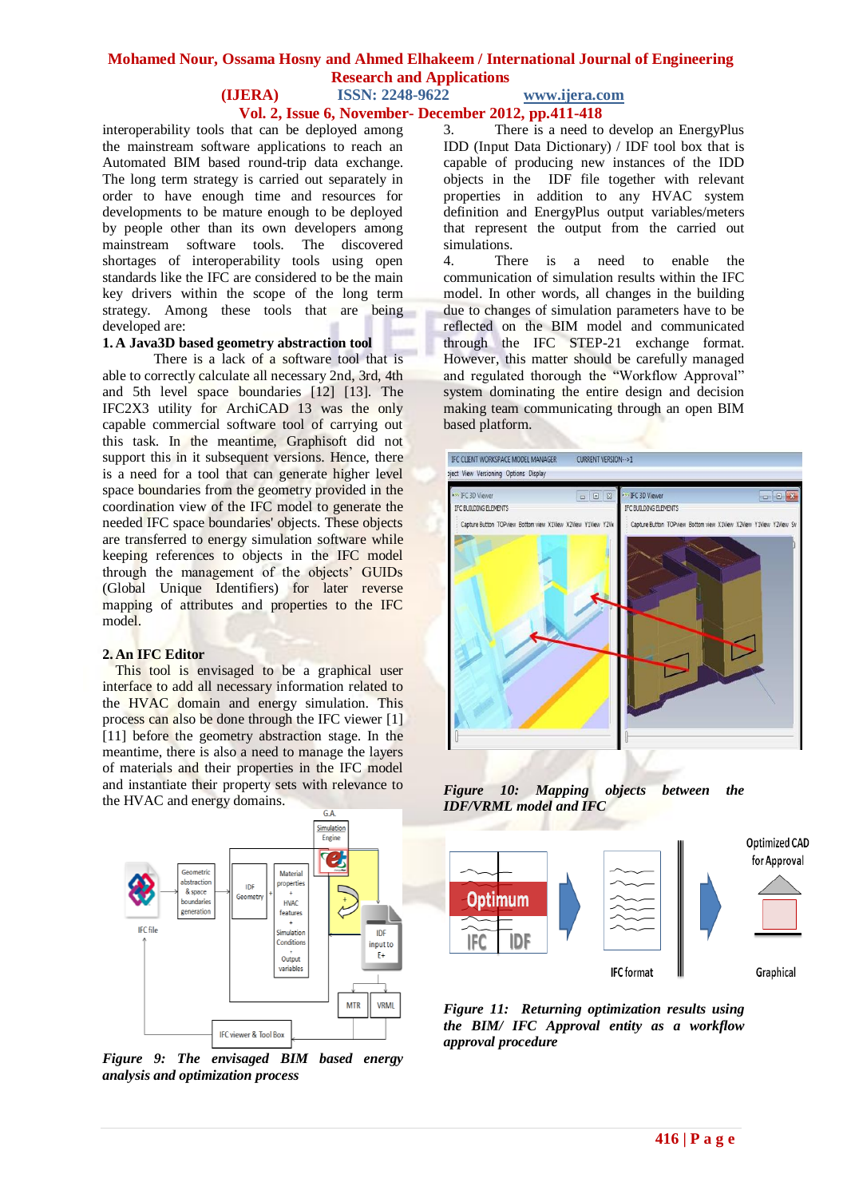interoperability tools that can be deployed among the mainstream software applications to reach an Automated BIM based round-trip data exchange. The long term strategy is carried out separately in order to have enough time and resources for developments to be mature enough to be deployed by people other than its own developers among mainstream software tools. The discovered shortages of interoperability tools using open standards like the IFC are considered to be the main key drivers within the scope of the long term strategy. Among these tools that are being developed are:

**1. A Java3D based geometry abstraction tool**

There is a lack of a software tool that is able to correctly calculate all necessary 2nd, 3rd, 4th and 5th level space boundaries [12] [13]. The IFC2X3 utility for ArchiCAD 13 was the only capable commercial software tool of carrying out this task. In the meantime, Graphisoft did not support this in it subsequent versions. Hence, there is a need for a tool that can generate higher level space boundaries from the geometry provided in the coordination view of the IFC model to generate the needed IFC space boundaries' objects. These objects are transferred to energy simulation software while keeping references to objects in the IFC model through the management of the objects' GUIDs (Global Unique Identifiers) for later reverse mapping of attributes and properties to the IFC model.

**2. An IFC Editor**

This tool is envisaged to be a graphical user interface to add all necessary information related to the HVAC domain and energy simulation. This process can also be done through the IFC viewer [1] [11] before the geometry abstraction stage. In the meantime, there is also a need to manage the layers of materials and their properties in the IFC model and instantiate their property sets with relevance to the HVAC and energy domains.

*Figure 9: The envisaged BIM based energy analysis and optimization process*

3. There is a need to develop an EnergyPlus IDD (Input Data Dictionary) / IDF tool box that is capable of producing new instances of the IDD objects in the IDF file together with relevant properties in addition to any HVAC system definition and EnergyPlus output variables/meters that represent the output from the carried out simulations.

4. There is a need to enable the communication of simulation results within the IFC model. In other words, all changes in the building due to changes of simulation parameters have to be reflected on the BIM model and communicated through the IFC STEP-21 exchange format. However, this matter should be carefully managed and regulated thorough the "Workflow Approval" system dominating the entire design and decision making team communicating through an open BIM based platform.

*Figure 10: Mapping objects between the IDF/VRML model and IFC*

*Figure 11: Returning optimization results using the BIM/ IFC Approval entity as a workflow approval procedure*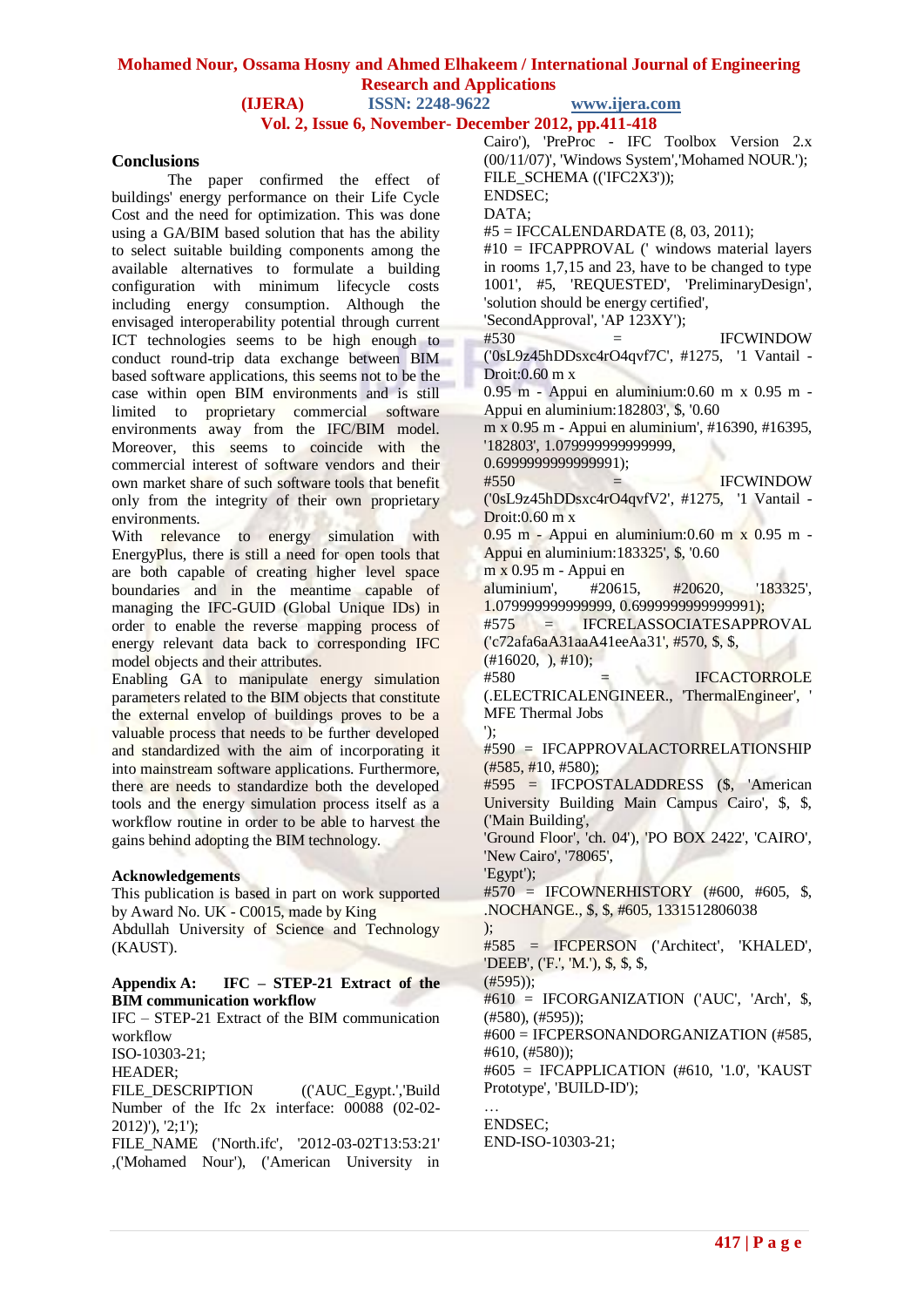## Conclusions

The paper confirmed the effect of buildings' energy performance on their Life Cycle Cost and the need for optimization. This was done using a GA/BIM based solution that has the ability to select suitable building components among the available alternatives to formulate a building configuration with minimum lifecycle costs including energy consumption. Although the envisaged interoperability potential through current ICT technologies seems to be high enough to conduct round-trip data exchange between BIM based software applications, this seems not to be the case within open BIM environments and is still limited to proprietary commercial software environments away from the IFC/BIM model. Moreover, this seems to coincide with the commercial interest of software vendors and their own market share of such software tools that benefit only from the integrity of their own proprietary environments.

With relevance to energy simulation with EnergyPlus, there is still a need for open tools that are both capable of creating higher level space boundaries and in the meantime capable of managing the IFC-GUID (Global Unique IDs) in order to enable the reverse mapping process of energy relevant data back to corresponding IFC model objects and their attributes.

Enabling GA to manipulate energy simulation parameters related to the BIM objects that constitute the external envelop of buildings proves to be a valuable process that needs to be further developed and standardized with the aim of incorporating it into mainstream software applications. Furthermore, there are needs to standardize both the developed tools and the energy simulation process itself as a workflow routine in order to be able to harvest the gains behind adopting the BIM technology.

## Acknowledgements

This publication is based in part on work supported by Award No. UK - C0015, made by King Abdullah University of Science and Technology (KAUST).

## Appendix A: IFC – STEP-21 Extract of the BIM communication workflow

IFC – STEP-21 Extract of the BIM communication workflow

```
ISO-10303-21;
HEADER;
FILE_DESCRIPTION (('AUC_Egypt.','Build Number of the Ifc 2x interface: 00088 (02-02-2012)'), '2;1');
FILE_NAME ('North.ifc', '2012-03-02T13:53:21' ,('Mohamed Nour'), ('American University in Cairo'), 'PreProc - IFC Toolbox Version 2.x (00/11/07)', 'Windows System','Mohamed NOUR.');
FILE_SCHEMA (('IFC2X3'));
ENDSEC;
DATA;
#5 = IFCCALENDARDATE (8, 03, 2011);
#10 = IFCAPPROVAL (' windows material layers in rooms 1,7,15 and 23, have to be changed to type 1001', #5, 'REQUESTED', 'PreliminaryDesign', 'solution should be energy certified',
'SecondApproval', 'AP 123XY');
#530 = IFCWINDOW ('0sL9z45hDDsxc4rO4qvf7C', #1275, '1 Vantail - Droit:0.60 m x
0.95 m - Appui en aluminium:0.60 m x 0.95 m - Appui en aluminium:182803', $, '0.60
m x 0.95 m - Appui en aluminium', #16390, #16395, '182803', 1.0799999999999999,
0.6999999999999991);
#550 = IFCWINDOW ('0sL9z45hDDsxc4rO4qvfV2', #1275, '1 Vantail - Droit:0.60 m x
0.95 m - Appui en aluminium:0.60 m x 0.95 m - Appui en aluminium:183325', $, '0.60
m x 0.95 m - Appui en
aluminium', #20615, #20620, '183325', 1.0799999999999999, 0.6999999999999991);
#575 = IFCRELASSOCIATESAPPROVAL ('c72afa6aA31aaA41eeAa31', #570, $, $,
(#16020, ), #10);
#580 = IFCACTORROLE (.ELECTRICALENGINEER., 'ThermalEngineer', ' MFE Thermal Jobs
');
#590 = IFCAPPROVALACTORRELATIONSHIP (#585, #10, #580);
#595 = IFCPOSTALADDRESS ($, 'American University Building Main Campus Cairo', $, $, ('Main Building',
'Ground Floor', 'ch. 04'), 'PO BOX 2422', 'CAIRO', 'New Cairo', '78065',
'Egypt');
#570 = IFCOWNERHISTORY (#600, #605, $, .NOCHANGE., $, $, #605, 1331512806038
);
#585 = IFCPERSON ('Architect', 'KHALED', 'DEEB', ('F.', 'M.'), $, $, $,
(#595));
#610 = IFCORGANIZATION ('AUC', 'Arch', $, (#580), (#595));
#600 = IFCPERSONANDORGANIZATION (#585, #610, (#580));
#605 = IFCAPPLICATION (#610, '1.0', 'KAUST Prototype', 'BUILD-ID');
…
ENDSEC;
END-ISO-10303-21;
```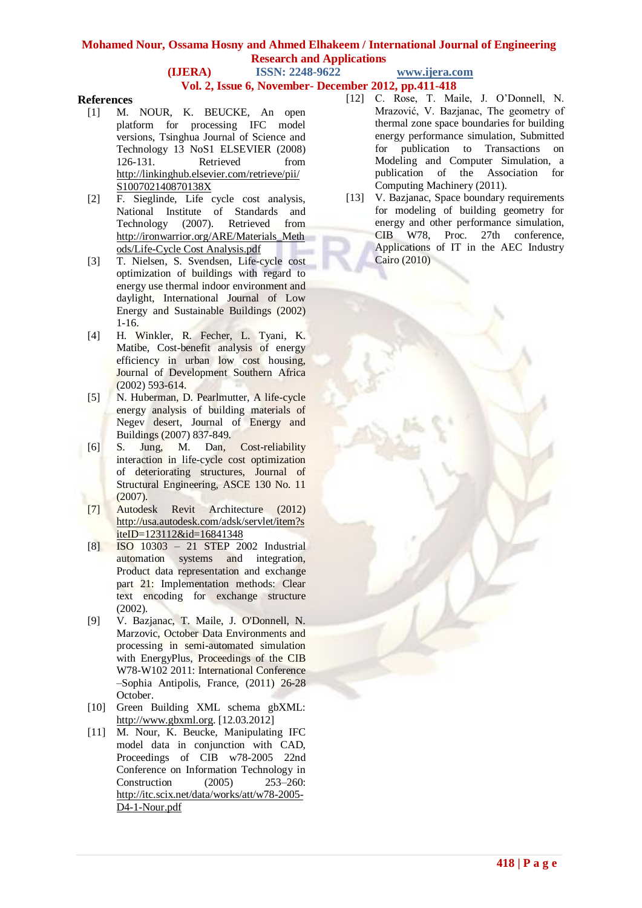## References

[1] M. NOUR, K. BEUCKE, An open platform for processing IFC model versions, Tsinghua Journal of Science and Technology 13 NoS1 ELSEVIER (2008) 126-131. Retrieved from http://linkinghub.elsevier.com/retrieve/pii/S100702140870138X

[2] F. Sieglinde, Life cycle cost analysis, National Institute of Standards and Technology (2007). Retrieved from http://ironwarrior.org/ARE/Materials_Methods/Life-Cycle Cost Analysis.pdf

[3] T. Nielsen, S. Svendsen, Life-cycle cost optimization of buildings with regard to energy use thermal indoor environment and daylight, International Journal of Low Energy and Sustainable Buildings (2002) 1-16.

[4] H. Winkler, R. Fecher, L. Tyani, K. Matibe, Cost-benefit analysis of energy efficiency in urban low cost housing, Journal of Development Southern Africa (2002) 593-614.

[5] N. Huberman, D. Pearlmutter, A life-cycle energy analysis of building materials of Negev desert, Journal of Energy and Buildings (2007) 837-849.

[6] S. Jung, M. Dan, Cost-reliability interaction in life-cycle cost optimization of deteriorating structures, Journal of Structural Engineering, ASCE 130 No. 11 (2007).

[7] Autodesk Revit Architecture (2012) http://usa.autodesk.com/adsk/servlet/item?siteID=123112&id=16841348

[8] ISO 10303 – 21 STEP 2002 Industrial automation systems and integration, Product data representation and exchange part 21: Implementation methods: Clear text encoding for exchange structure (2002).

[9] V. Bazjanac, T. Maile, J. O'Donnell, N. Marzovic, October Data Environments and processing in semi-automated simulation with EnergyPlus, Proceedings of the CIB W78-W102 2011: International Conference –Sophia Antipolis, France, (2011) 26-28 October.

[10] Green Building XML schema gbXML: http://www.gbxml.org. [12.03.2012]

[11] M. Nour, K. Beucke, Manipulating IFC model data in conjunction with CAD, Proceedings of CIB w78-2005 22nd Conference on Information Technology in Construction (2005) 253–260: http://itc.scix.net/data/works/att/w78-2005-D4-1-Nour.pdf

[12] C. Rose, T. Maile, J. O'Donnell, N. Mrazović, V. Bazjanac, The geometry of thermal zone space boundaries for building energy performance simulation, Submitted for publication to Transactions on Modeling and Computer Simulation, a publication of the Association for Computing Machinery (2011).

[13] V. Bazjanac, Space boundary requirements for modeling of building geometry for energy and other performance simulation, CIB W78, Proc. 27th conference, Applications of IT in the AEC Industry Cairo (2010)